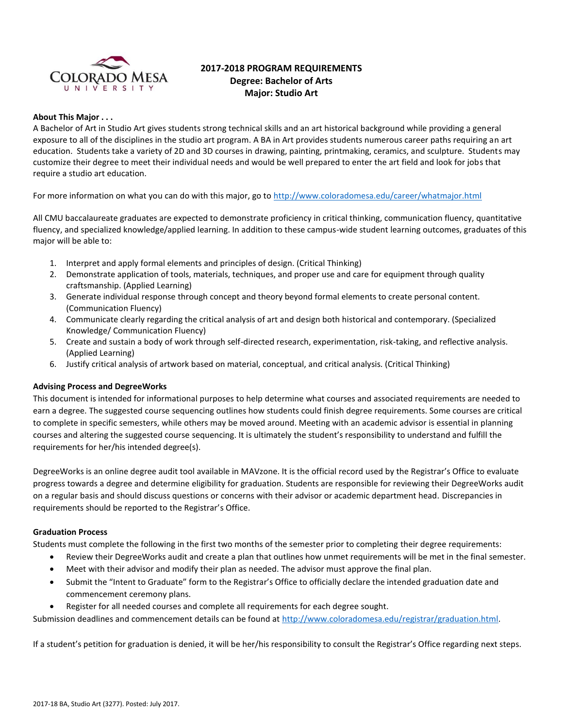# 2017-2018 PROGRAM REQUIREMENTS
## Degree: Bachelor of Arts
## Major: Studio Art

**About This Major . . .**

A Bachelor of Art in Studio Art gives students strong technical skills and an art historical background while providing a general exposure to all of the disciplines in the studio art program. A BA in Art provides students numerous career paths requiring an art education. Students take a variety of 2D and 3D courses in drawing, painting, printmaking, ceramics, and sculpture. Students may customize their degree to meet their individual needs and would be well prepared to enter the art field and look for jobs that require a studio art education.

For more information on what you can do with this major, go to http://www.coloradomesa.edu/career/whatmajor.html

All CMU baccalaureate graduates are expected to demonstrate proficiency in critical thinking, communication fluency, quantitative fluency, and specialized knowledge/applied learning. In addition to these campus-wide student learning outcomes, graduates of this major will be able to:

1. Interpret and apply formal elements and principles of design. (Critical Thinking)
2. Demonstrate application of tools, materials, techniques, and proper use and care for equipment through quality craftsmanship. (Applied Learning)
3. Generate individual response through concept and theory beyond formal elements to create personal content. (Communication Fluency)
4. Communicate clearly regarding the critical analysis of art and design both historical and contemporary. (Specialized Knowledge/ Communication Fluency)
5. Create and sustain a body of work through self-directed research, experimentation, risk-taking, and reflective analysis. (Applied Learning)
6. Justify critical analysis of artwork based on material, conceptual, and critical analysis. (Critical Thinking)

**Advising Process and DegreeWorks**

This document is intended for informational purposes to help determine what courses and associated requirements are needed to earn a degree. The suggested course sequencing outlines how students could finish degree requirements. Some courses are critical to complete in specific semesters, while others may be moved around. Meeting with an academic advisor is essential in planning courses and altering the suggested course sequencing. It is ultimately the student's responsibility to understand and fulfill the requirements for her/his intended degree(s).

DegreeWorks is an online degree audit tool available in MAVzone. It is the official record used by the Registrar's Office to evaluate progress towards a degree and determine eligibility for graduation. Students are responsible for reviewing their DegreeWorks audit on a regular basis and should discuss questions or concerns with their advisor or academic department head. Discrepancies in requirements should be reported to the Registrar's Office.

**Graduation Process**

Students must complete the following in the first two months of the semester prior to completing their degree requirements:

- Review their DegreeWorks audit and create a plan that outlines how unmet requirements will be met in the final semester.
- Meet with their advisor and modify their plan as needed. The advisor must approve the final plan.
- Submit the "Intent to Graduate" form to the Registrar's Office to officially declare the intended graduation date and commencement ceremony plans.
- Register for all needed courses and complete all requirements for each degree sought.

Submission deadlines and commencement details can be found at http://www.coloradomesa.edu/registrar/graduation.html.

If a student's petition for graduation is denied, it will be her/his responsibility to consult the Registrar's Office regarding next steps.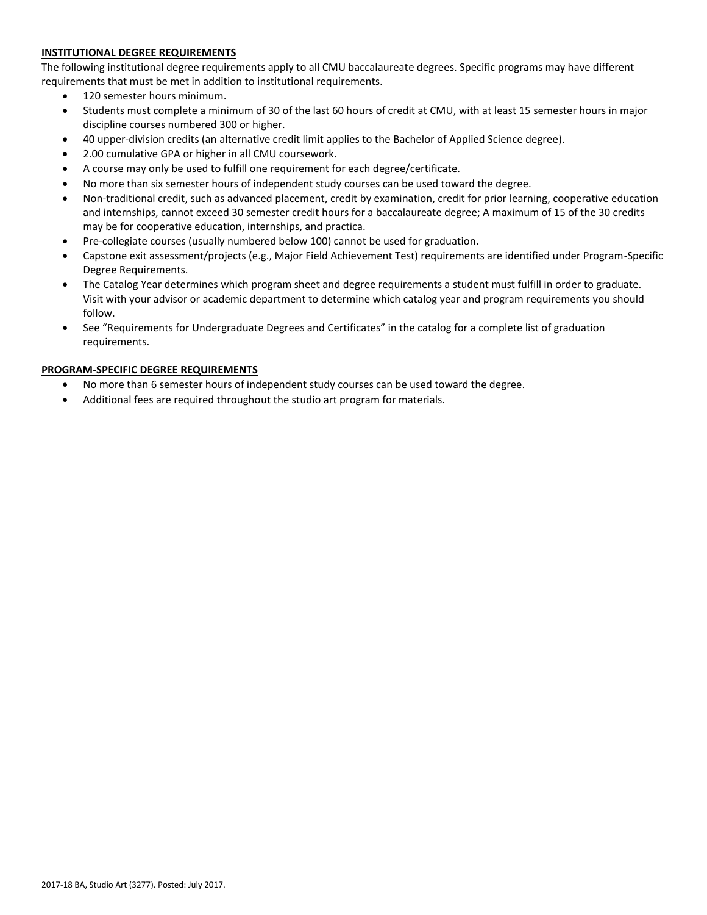**INSTITUTIONAL DEGREE REQUIREMENTS**

The following institutional degree requirements apply to all CMU baccalaureate degrees. Specific programs may have different requirements that must be met in addition to institutional requirements.

- 120 semester hours minimum.
- Students must complete a minimum of 30 of the last 60 hours of credit at CMU, with at least 15 semester hours in major discipline courses numbered 300 or higher.
- 40 upper-division credits (an alternative credit limit applies to the Bachelor of Applied Science degree).
- 2.00 cumulative GPA or higher in all CMU coursework.
- A course may only be used to fulfill one requirement for each degree/certificate.
- No more than six semester hours of independent study courses can be used toward the degree.
- Non-traditional credit, such as advanced placement, credit by examination, credit for prior learning, cooperative education and internships, cannot exceed 30 semester credit hours for a baccalaureate degree; A maximum of 15 of the 30 credits may be for cooperative education, internships, and practica.
- Pre-collegiate courses (usually numbered below 100) cannot be used for graduation.
- Capstone exit assessment/projects (e.g., Major Field Achievement Test) requirements are identified under Program-Specific Degree Requirements.
- The Catalog Year determines which program sheet and degree requirements a student must fulfill in order to graduate. Visit with your advisor or academic department to determine which catalog year and program requirements you should follow.
- See "Requirements for Undergraduate Degrees and Certificates" in the catalog for a complete list of graduation requirements.

**PROGRAM-SPECIFIC DEGREE REQUIREMENTS**

- No more than 6 semester hours of independent study courses can be used toward the degree.
- Additional fees are required throughout the studio art program for materials.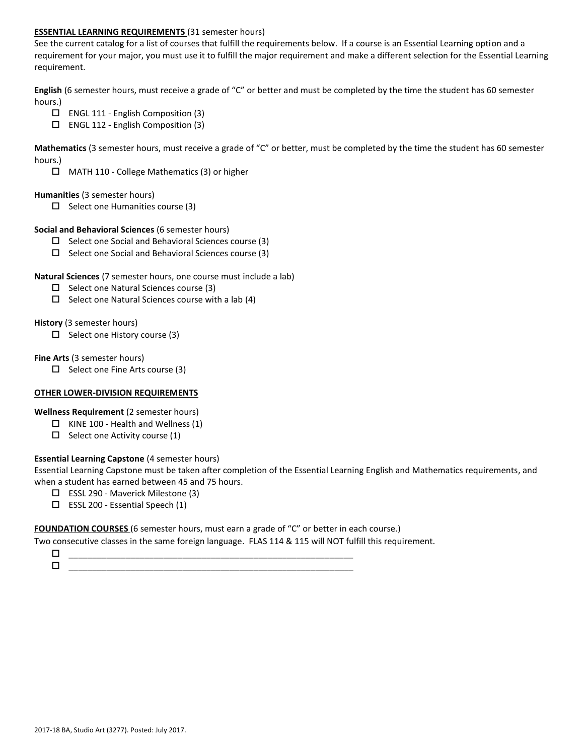**ESSENTIAL LEARNING REQUIREMENTS** (31 semester hours)

See the current catalog for a list of courses that fulfill the requirements below. If a course is an Essential Learning option and a requirement for your major, you must use it to fulfill the major requirement and make a different selection for the Essential Learning requirement.

**English** (6 semester hours, must receive a grade of "C" or better and must be completed by the time the student has 60 semester hours.)

- ☐ ENGL 111 - English Composition (3)
- ☐ ENGL 112 - English Composition (3)

**Mathematics** (3 semester hours, must receive a grade of "C" or better, must be completed by the time the student has 60 semester hours.)

- ☐ MATH 110 - College Mathematics (3) or higher

**Humanities** (3 semester hours)

- ☐ Select one Humanities course (3)

**Social and Behavioral Sciences** (6 semester hours)

- ☐ Select one Social and Behavioral Sciences course (3)
- ☐ Select one Social and Behavioral Sciences course (3)

**Natural Sciences** (7 semester hours, one course must include a lab)

- ☐ Select one Natural Sciences course (3)
- ☐ Select one Natural Sciences course with a lab (4)

**History** (3 semester hours)

- ☐ Select one History course (3)

**Fine Arts** (3 semester hours)

- ☐ Select one Fine Arts course (3)

**OTHER LOWER-DIVISION REQUIREMENTS**

**Wellness Requirement** (2 semester hours)

- ☐ KINE 100 - Health and Wellness (1)
- ☐ Select one Activity course (1)

**Essential Learning Capstone** (4 semester hours)

Essential Learning Capstone must be taken after completion of the Essential Learning English and Mathematics requirements, and when a student has earned between 45 and 75 hours.

- ☐ ESSL 290 - Maverick Milestone (3)
- ☐ ESSL 200 - Essential Speech (1)

**FOUNDATION COURSES** (6 semester hours, must earn a grade of "C" or better in each course.)

Two consecutive classes in the same foreign language. FLAS 114 & 115 will NOT fulfill this requirement.

- ☐ ______________________________________________________________
- ☐ ______________________________________________________________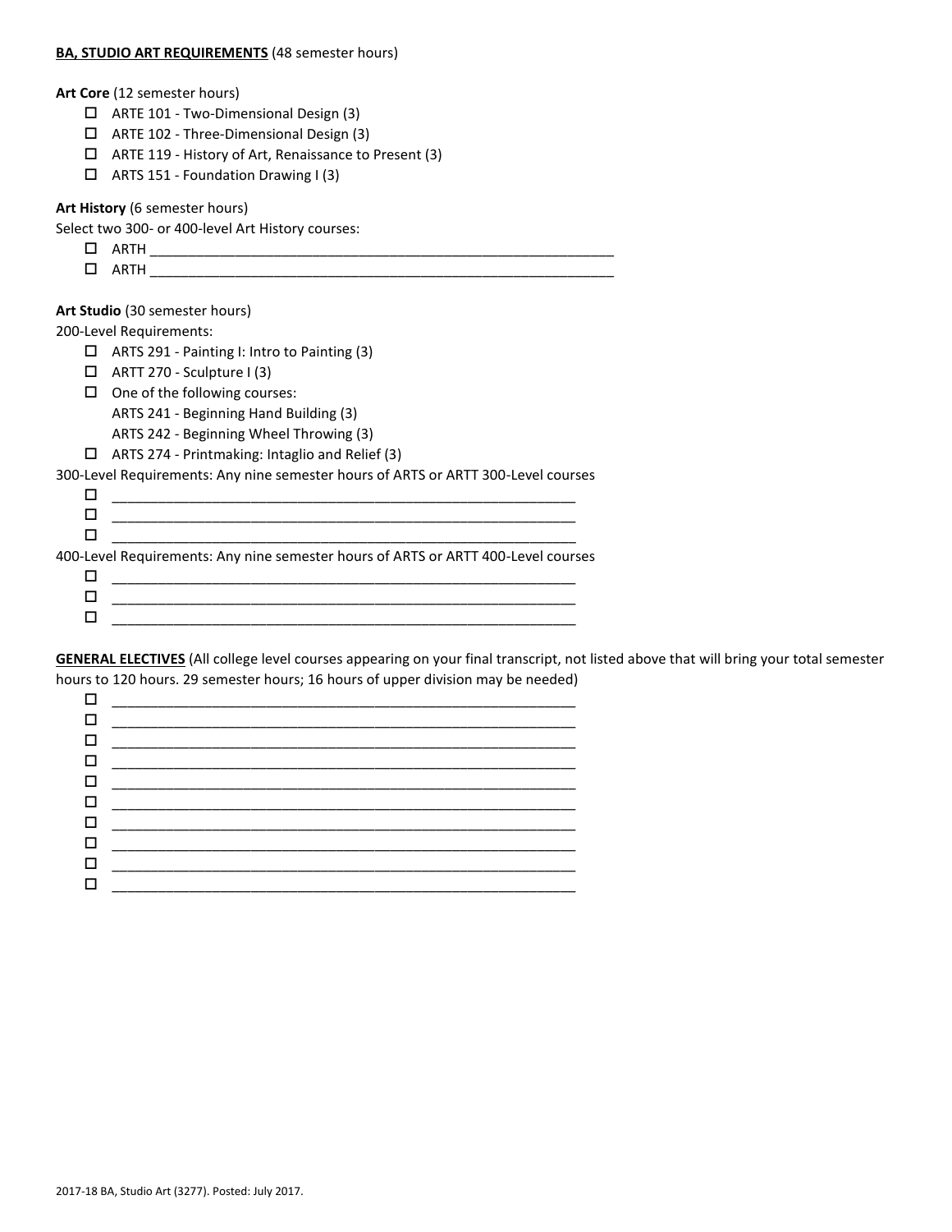**BA, STUDIO ART REQUIREMENTS** (48 semester hours)

**Art Core** (12 semester hours)

- ☐ ARTE 101 - Two-Dimensional Design (3)
- ☐ ARTE 102 - Three-Dimensional Design (3)
- ☐ ARTE 119 - History of Art, Renaissance to Present (3)
- ☐ ARTS 151 - Foundation Drawing I (3)

**Art History** (6 semester hours)

Select two 300- or 400-level Art History courses:

- ☐ ARTH _______________________________________________
- ☐ ARTH _______________________________________________

**Art Studio** (30 semester hours)

200-Level Requirements:

- ☐ ARTS 291 - Painting I: Intro to Painting (3)
- ☐ ARTT 270 - Sculpture I (3)
- ☐ One of the following courses:
  ARTS 241 - Beginning Hand Building (3)
  ARTS 242 - Beginning Wheel Throwing (3)
- ☐ ARTS 274 - Printmaking: Intaglio and Relief (3)

300-Level Requirements: Any nine semester hours of ARTS or ARTT 300-Level courses

- ☐ _______________________________________________
- ☐ _______________________________________________
- ☐ _______________________________________________

400-Level Requirements: Any nine semester hours of ARTS or ARTT 400-Level courses

- ☐ _______________________________________________
- ☐ _______________________________________________
- ☐ _______________________________________________

**GENERAL ELECTIVES** (All college level courses appearing on your final transcript, not listed above that will bring your total semester hours to 120 hours. 29 semester hours; 16 hours of upper division may be needed)

- ☐ _______________________________________________
- ☐ _______________________________________________
- ☐ _______________________________________________
- ☐ _______________________________________________
- ☐ _______________________________________________
- ☐ _______________________________________________
- ☐ _______________________________________________
- ☐ _______________________________________________
- ☐ _______________________________________________
- ☐ _______________________________________________

2017-18 BA, Studio Art (3277). Posted: July 2017.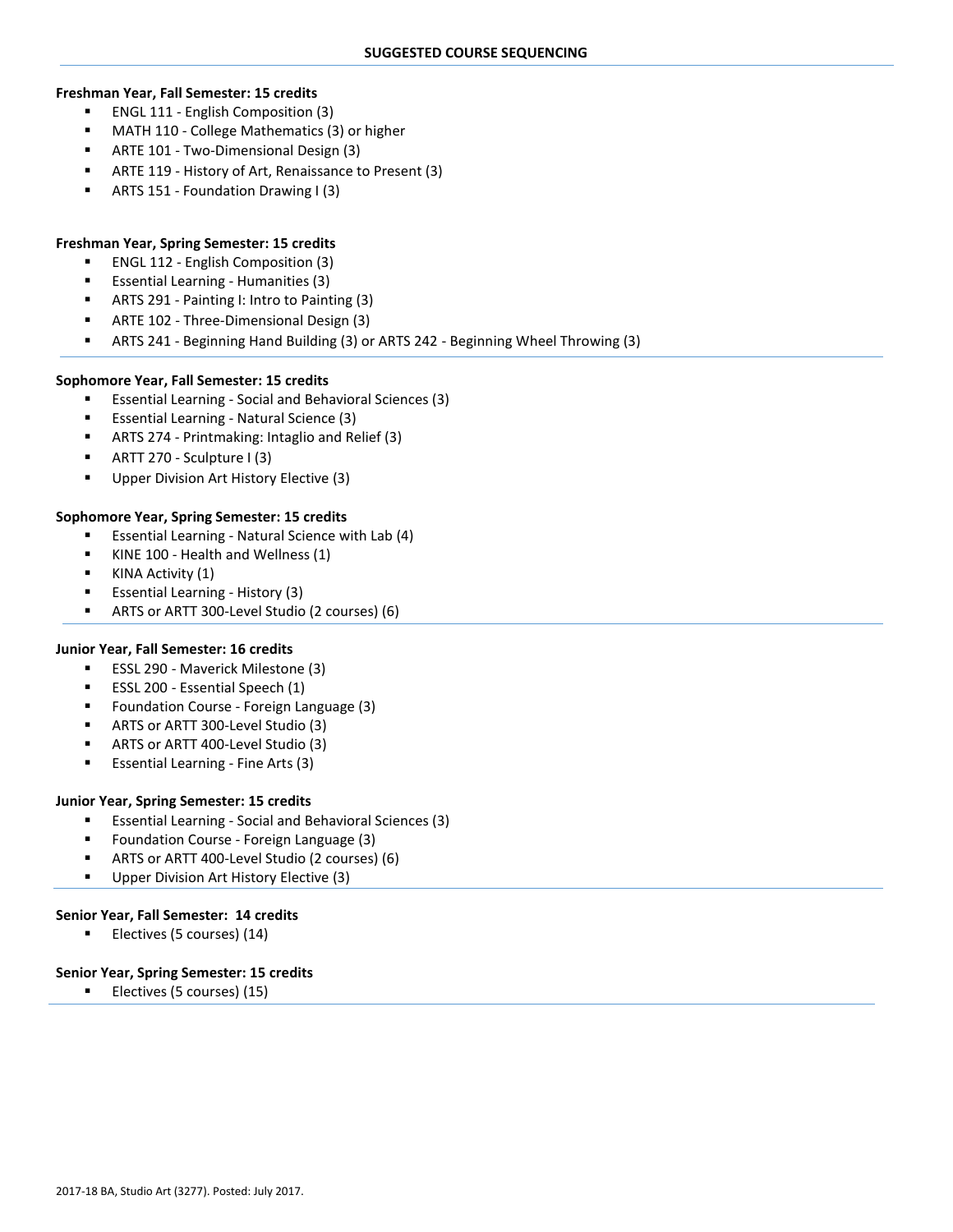## SUGGESTED COURSE SEQUENCING

**Freshman Year, Fall Semester: 15 credits**

- ENGL 111 - English Composition (3)
- MATH 110 - College Mathematics (3) or higher
- ARTE 101 - Two-Dimensional Design (3)
- ARTE 119 - History of Art, Renaissance to Present (3)
- ARTS 151 - Foundation Drawing I (3)

**Freshman Year, Spring Semester: 15 credits**

- ENGL 112 - English Composition (3)
- Essential Learning - Humanities (3)
- ARTS 291 - Painting I: Intro to Painting (3)
- ARTE 102 - Three-Dimensional Design (3)
- ARTS 241 - Beginning Hand Building (3) or ARTS 242 - Beginning Wheel Throwing (3)

**Sophomore Year, Fall Semester: 15 credits**

- Essential Learning - Social and Behavioral Sciences (3)
- Essential Learning - Natural Science (3)
- ARTS 274 - Printmaking: Intaglio and Relief (3)
- ARTT 270 - Sculpture I (3)
- Upper Division Art History Elective (3)

**Sophomore Year, Spring Semester: 15 credits**

- Essential Learning - Natural Science with Lab (4)
- KINE 100 - Health and Wellness (1)
- KINA Activity (1)
- Essential Learning - History (3)
- ARTS or ARTT 300-Level Studio (2 courses) (6)

**Junior Year, Fall Semester: 16 credits**

- ESSL 290 - Maverick Milestone (3)
- ESSL 200 - Essential Speech (1)
- Foundation Course - Foreign Language (3)
- ARTS or ARTT 300-Level Studio (3)
- ARTS or ARTT 400-Level Studio (3)
- Essential Learning - Fine Arts (3)

**Junior Year, Spring Semester: 15 credits**

- Essential Learning - Social and Behavioral Sciences (3)
- Foundation Course - Foreign Language (3)
- ARTS or ARTT 400-Level Studio (2 courses) (6)
- Upper Division Art History Elective (3)

**Senior Year, Fall Semester: 14 credits**

- Electives (5 courses) (14)

**Senior Year, Spring Semester: 15 credits**

- Electives (5 courses) (15)